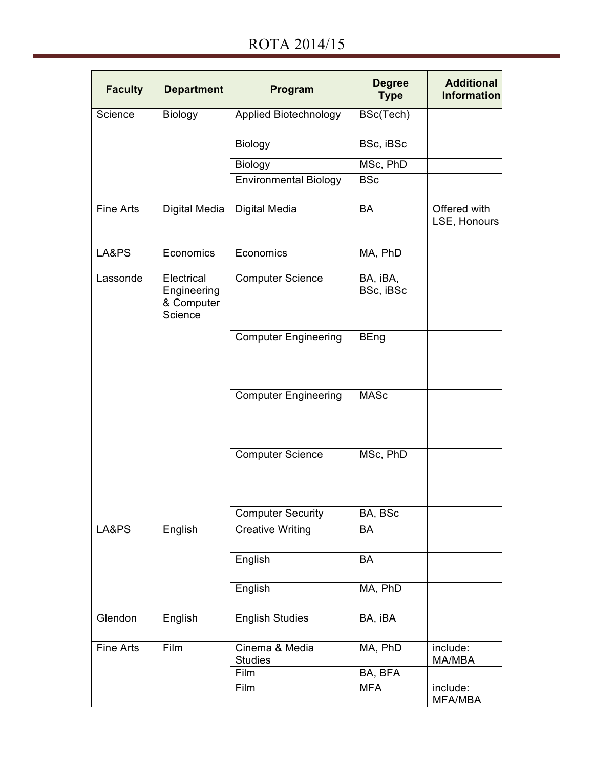# ROTA 2014/15

| Faculty | Department | Program | Degree Type | Additional Information |
| --- | --- | --- | --- | --- |
| Science | Biology | Applied Biotechnology | BSc(Tech) | |
| | | Biology | BSc, iBSc | |
| | | Biology | MSc, PhD | |
| | | Environmental Biology | BSc | |
| Fine Arts | Digital Media | Digital Media | BA | Offered with LSE, Honours |
| LA&PS | Economics | Economics | MA, PhD | |
| Lassonde | Electrical Engineering & Computer Science | Computer Science | BA, iBA, BSc, iBSc | |
| | | Computer Engineering | BEng | |
| | | Computer Engineering | MASc | |
| | | Computer Science | MSc, PhD | |
| | | Computer Security | BA, BSc | |
| LA&PS | English | Creative Writing | BA | |
| | | English | BA | |
| | | English | MA, PhD | |
| Glendon | English | English Studies | BA, iBA | |
| Fine Arts | Film | Cinema & Media Studies | MA, PhD | include: MA/MBA |
| | | Film | BA, BFA | |
| | | Film | MFA | include: MFA/MBA |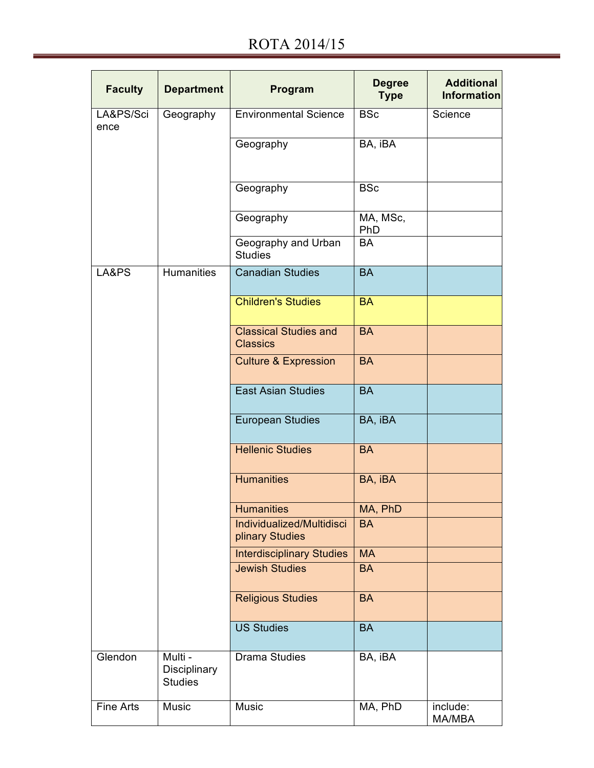# ROTA 2014/15

| Faculty | Department | Program | Degree Type | Additional Information |
|---|---|---|---|---|
| LA&PS/Science | Geography | Environmental Science | BSc | Science |
| | | Geography | BA, iBA | |
| | | Geography | BSc | |
| | | Geography | MA, MSc, PhD | |
| | | Geography and Urban Studies | BA | |
| LA&PS | Humanities | Canadian Studies | BA | |
| | | Children's Studies | BA | |
| | | Classical Studies and Classics | BA | |
| | | Culture & Expression | BA | |
| | | East Asian Studies | BA | |
| | | European Studies | BA, iBA | |
| | | Hellenic Studies | BA | |
| | | Humanities | BA, iBA | |
| | | Humanities | MA, PhD | |
| | | Individualized/Multidisciplinary Studies | BA | |
| | | Interdisciplinary Studies | MA | |
| | | Jewish Studies | BA | |
| | | Religious Studies | BA | |
| | | US Studies | BA | |
| Glendon | Multi - Disciplinary Studies | Drama Studies | BA, iBA | |
| Fine Arts | Music | Music | MA, PhD | include: MA/MBA |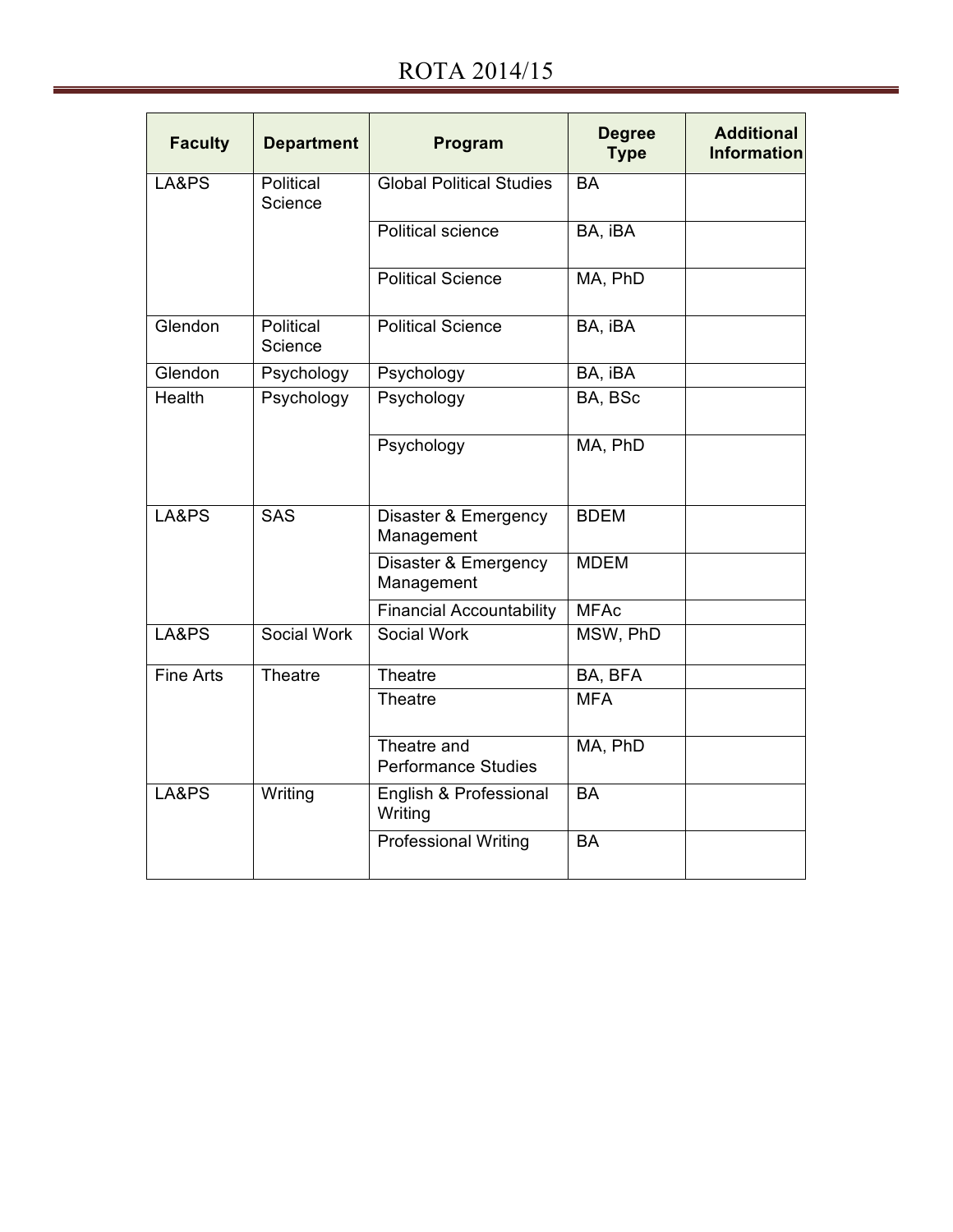| Faculty | Department | Program | Degree Type | Additional Information |
|---|---|---|---|---|
| LA&PS | Political Science | Global Political Studies | BA | |
| | | Political science | BA, iBA | |
| | | Political Science | MA, PhD | |
| Glendon | Political Science | Political Science | BA, iBA | |
| Glendon | Psychology | Psychology | BA, iBA | |
| Health | Psychology | Psychology | BA, BSc | |
| | | Psychology | MA, PhD | |
| LA&PS | SAS | Disaster & Emergency Management | BDEM | |
| | | Disaster & Emergency Management | MDEM | |
| | | Financial Accountability | MFAc | |
| LA&PS | Social Work | Social Work | MSW, PhD | |
| Fine Arts | Theatre | Theatre | BA, BFA | |
| | | Theatre | MFA | |
| | | Theatre and Performance Studies | MA, PhD | |
| LA&PS | Writing | English & Professional Writing | BA | |
| | | Professional Writing | BA | |